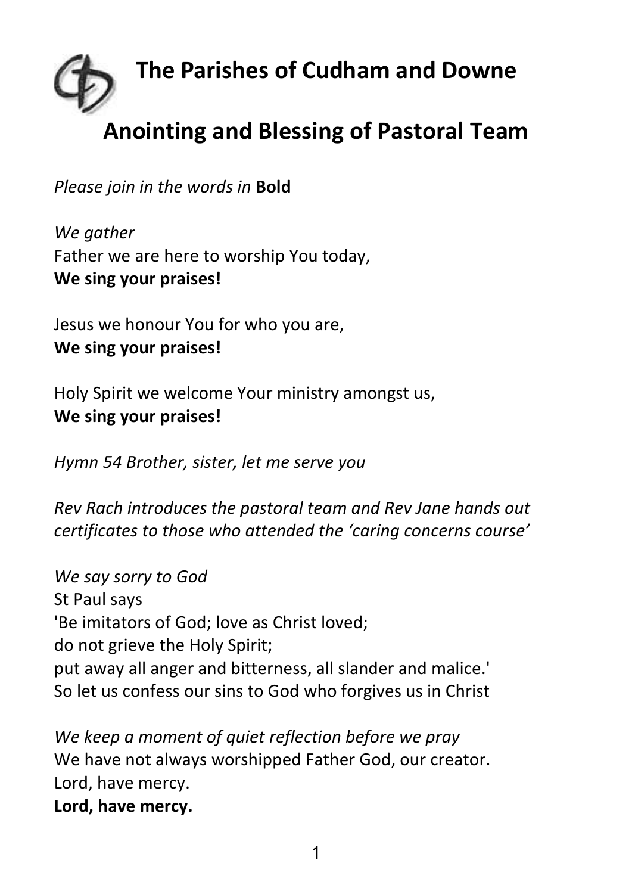# The Parishes of Cudham and Downe

## Anointing and Blessing of Pastoral Team

*Please join in the words in* **Bold**

*We gather*
Father we are here to worship You today,
**We sing your praises!**

Jesus we honour You for who you are,
**We sing your praises!**

Holy Spirit we welcome Your ministry amongst us,
**We sing your praises!**

*Hymn 54 Brother, sister, let me serve you*

*Rev Rach introduces the pastoral team and Rev Jane hands out certificates to those who attended the 'caring concerns course'*

*We say sorry to God*
St Paul says
'Be imitators of God; love as Christ loved;
do not grieve the Holy Spirit;
put away all anger and bitterness, all slander and malice.'
So let us confess our sins to God who forgives us in Christ

*We keep a moment of quiet reflection before we pray*
We have not always worshipped Father God, our creator.
Lord, have mercy.
**Lord, have mercy.**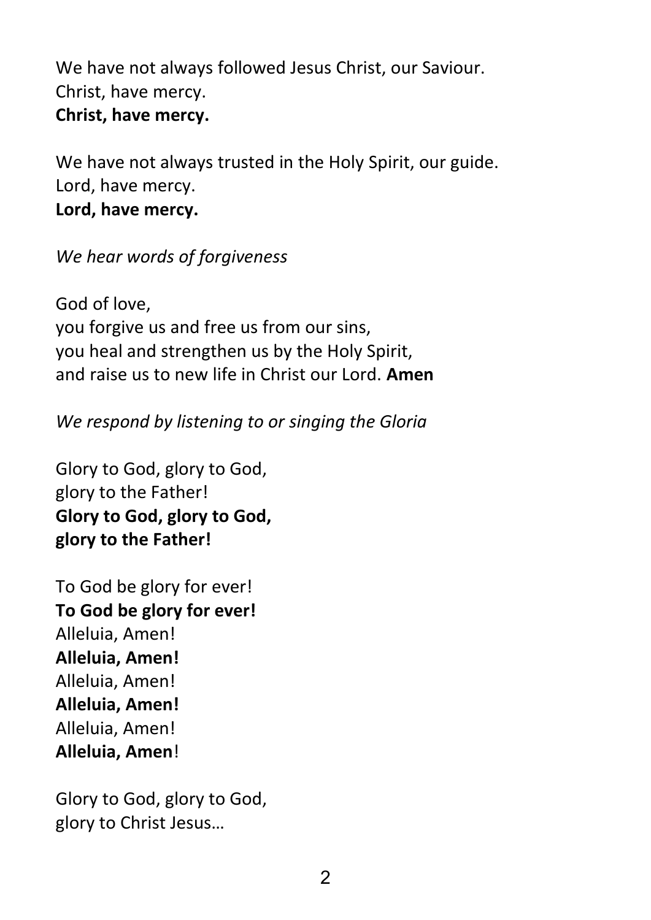We have not always followed Jesus Christ, our Saviour.
Christ, have mercy.
**Christ, have mercy.**

We have not always trusted in the Holy Spirit, our guide.
Lord, have mercy.
**Lord, have mercy.**

*We hear words of forgiveness*

God of love,
you forgive us and free us from our sins,
you heal and strengthen us by the Holy Spirit,
and raise us to new life in Christ our Lord. **Amen**

*We respond by listening to or singing the Gloria*

Glory to God, glory to God,
glory to the Father!
**Glory to God, glory to God,**
**glory to the Father!**

To God be glory for ever!
**To God be glory for ever!**
Alleluia, Amen!
**Alleluia, Amen!**
Alleluia, Amen!
**Alleluia, Amen!**
Alleluia, Amen!
**Alleluia, Amen**!

Glory to God, glory to God,
glory to Christ Jesus…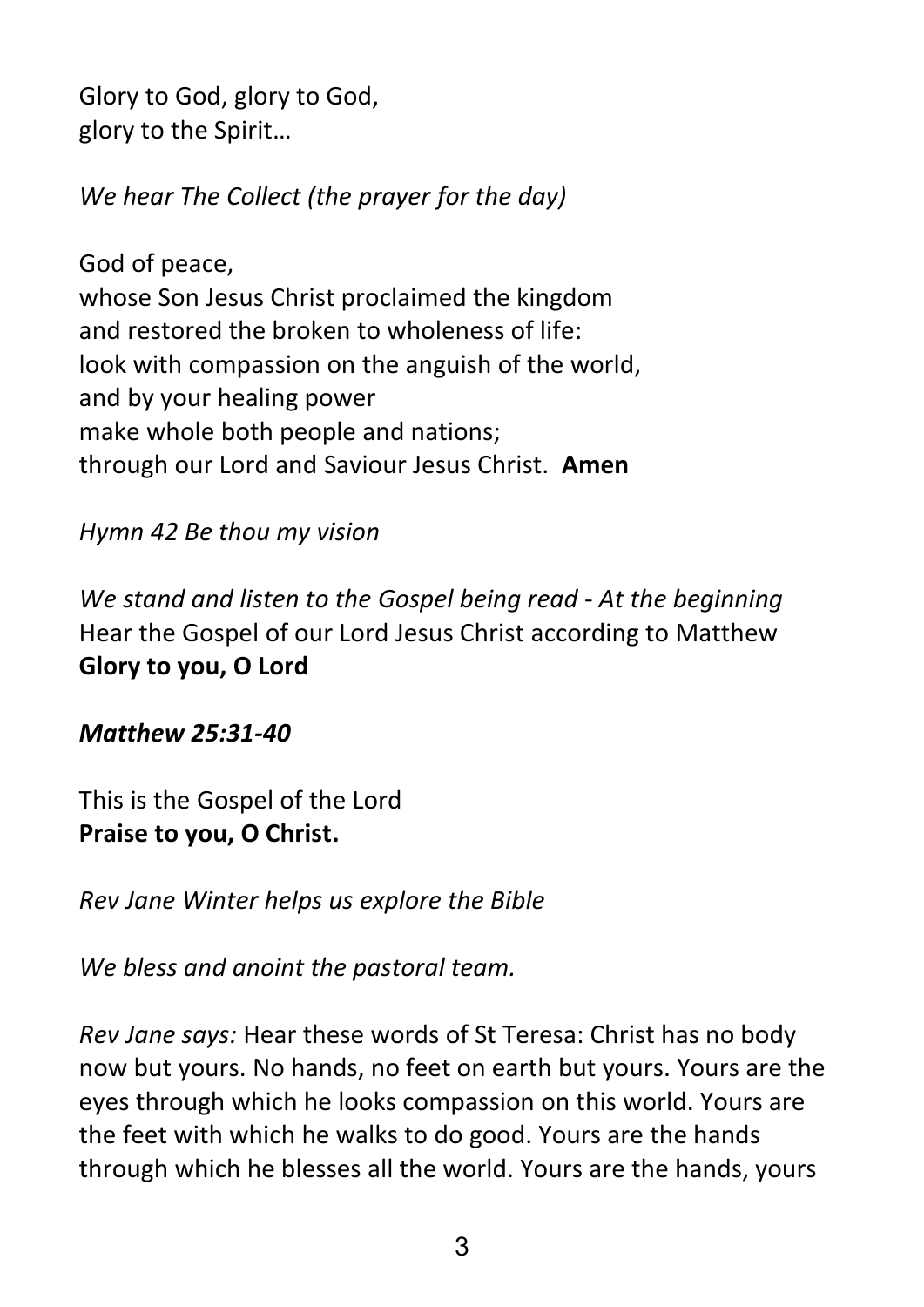Glory to God, glory to God,
glory to the Spirit…

*We hear The Collect (the prayer for the day)*

God of peace,
whose Son Jesus Christ proclaimed the kingdom
and restored the broken to wholeness of life:
look with compassion on the anguish of the world,
and by your healing power
make whole both people and nations;
through our Lord and Saviour Jesus Christ. **Amen**

*Hymn 42 Be thou my vision*

*We stand and listen to the Gospel being read - At the beginning*
Hear the Gospel of our Lord Jesus Christ according to Matthew
**Glory to you, O Lord**

***Matthew 25:31-40***

This is the Gospel of the Lord
**Praise to you, O Christ.**

*Rev Jane Winter helps us explore the Bible*

*We bless and anoint the pastoral team.*

*Rev Jane says:* Hear these words of St Teresa: Christ has no body now but yours. No hands, no feet on earth but yours. Yours are the eyes through which he looks compassion on this world. Yours are the feet with which he walks to do good. Yours are the hands through which he blesses all the world. Yours are the hands, yours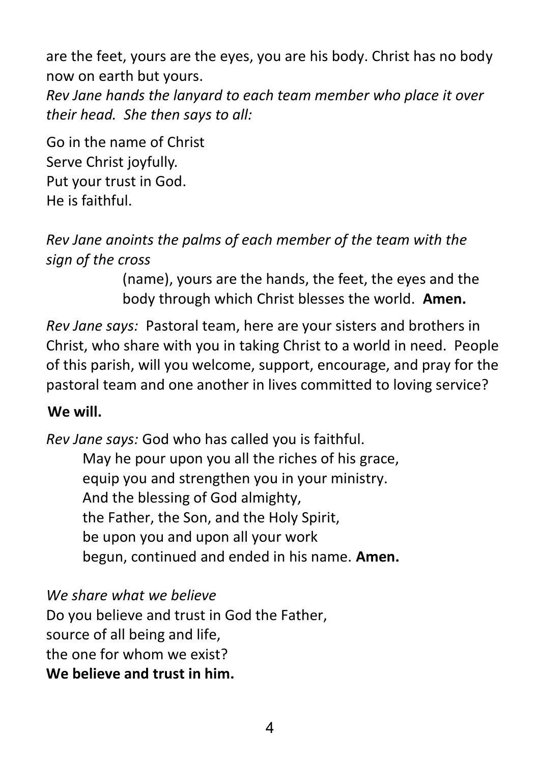are the feet, yours are the eyes, you are his body. Christ has no body now on earth but yours.

*Rev Jane hands the lanyard to each team member who place it over their head. She then says to all:*

Go in the name of Christ
Serve Christ joyfully.
Put your trust in God.
He is faithful.

*Rev Jane anoints the palms of each member of the team with the sign of the cross*

(name), yours are the hands, the feet, the eyes and the body through which Christ blesses the world. **Amen.**

*Rev Jane says:* Pastoral team, here are your sisters and brothers in Christ, who share with you in taking Christ to a world in need. People of this parish, will you welcome, support, encourage, and pray for the pastoral team and one another in lives committed to loving service?

**We will.**

*Rev Jane says:* God who has called you is faithful.
May he pour upon you all the riches of his grace,
equip you and strengthen you in your ministry.
And the blessing of God almighty,
the Father, the Son, and the Holy Spirit,
be upon you and upon all your work
begun, continued and ended in his name. **Amen.**

*We share what we believe*
Do you believe and trust in God the Father,
source of all being and life,
the one for whom we exist?
**We believe and trust in him.**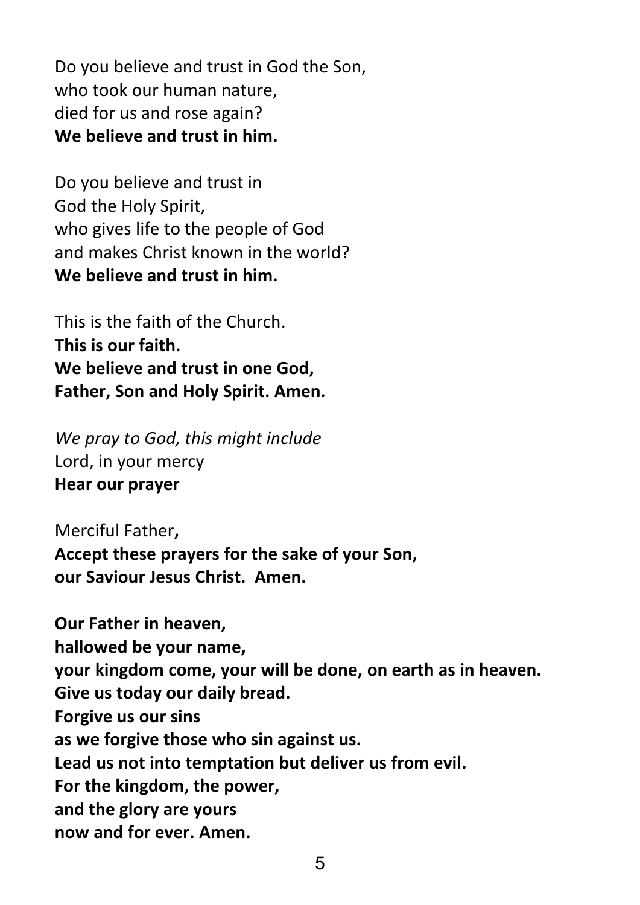Do you believe and trust in God the Son,  
who took our human nature,  
died for us and rose again?  
**We believe and trust in him.**

Do you believe and trust in  
God the Holy Spirit,  
who gives life to the people of God  
and makes Christ known in the world?  
**We believe and trust in him.**

This is the faith of the Church.  
**This is our faith.**  
**We believe and trust in one God,**  
**Father, Son and Holy Spirit. Amen.**

*We pray to God, this might include*  
Lord, in your mercy  
**Hear our prayer**

Merciful Father**,**  
**Accept these prayers for the sake of your Son,**  
**our Saviour Jesus Christ. Amen.**

**Our Father in heaven,**  
**hallowed be your name,**  
**your kingdom come, your will be done, on earth as in heaven.**  
**Give us today our daily bread.**  
**Forgive us our sins**  
**as we forgive those who sin against us.**  
**Lead us not into temptation but deliver us from evil.**  
**For the kingdom, the power,**  
**and the glory are yours**  
**now and for ever. Amen.**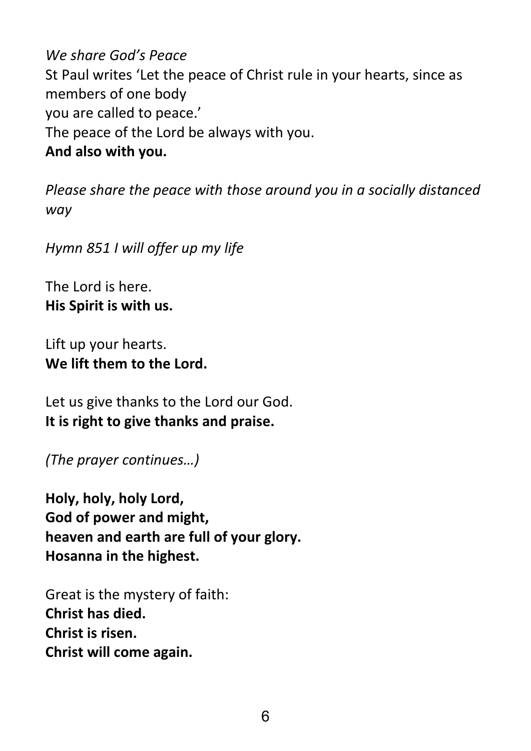*We share God's Peace*

St Paul writes 'Let the peace of Christ rule in your hearts, since as members of one body
you are called to peace.'
The peace of the Lord be always with you.
**And also with you.**

*Please share the peace with those around you in a socially distanced way*

*Hymn 851 I will offer up my life*

The Lord is here.
**His Spirit is with us.**

Lift up your hearts.
**We lift them to the Lord.**

Let us give thanks to the Lord our God.
**It is right to give thanks and praise.**

*(The prayer continues…)*

**Holy, holy, holy Lord,**
**God of power and might,**
**heaven and earth are full of your glory.**
**Hosanna in the highest.**

Great is the mystery of faith:
**Christ has died.**
**Christ is risen.**
**Christ will come again.**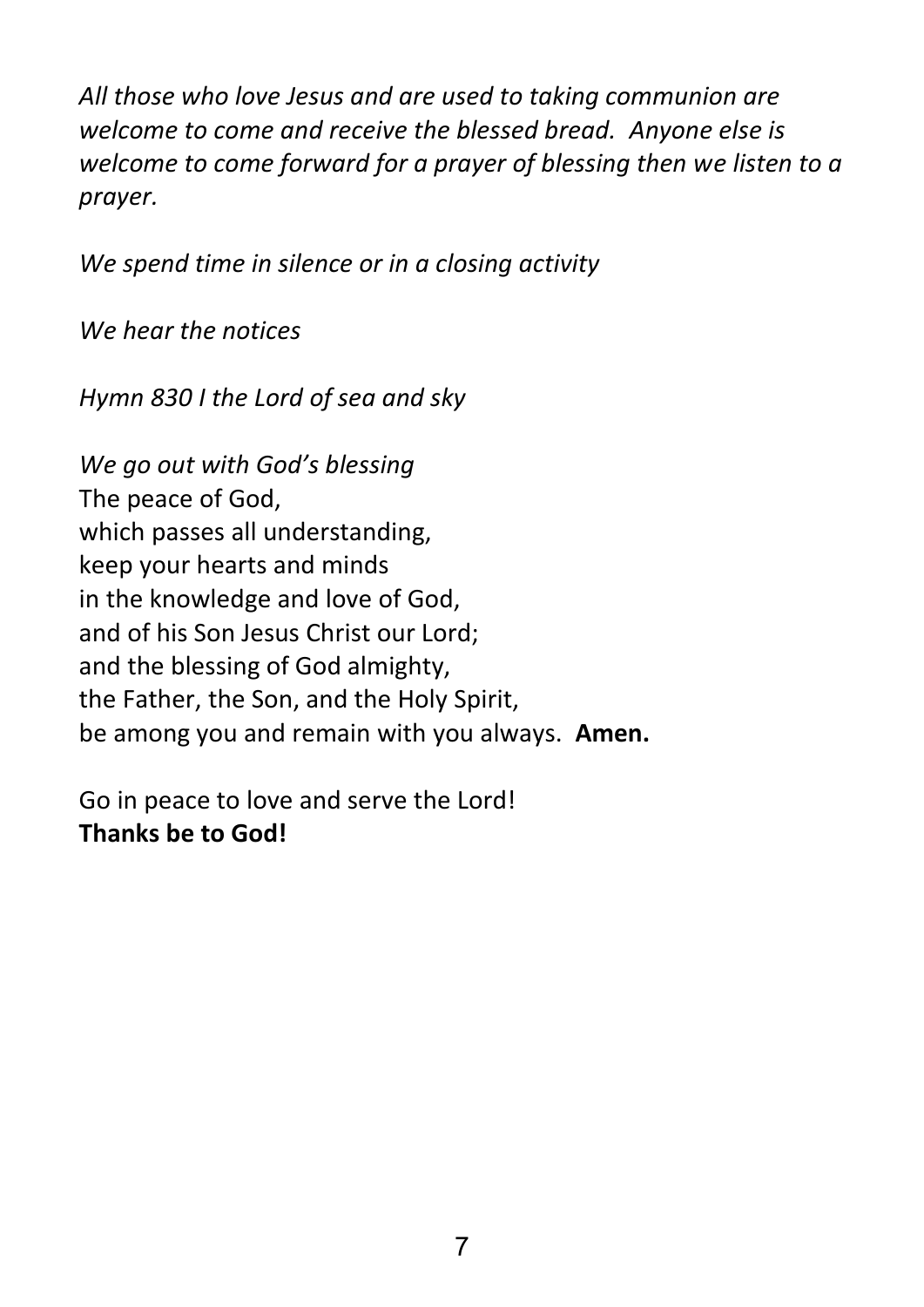*All those who love Jesus and are used to taking communion are welcome to come and receive the blessed bread. Anyone else is welcome to come forward for a prayer of blessing then we listen to a prayer.*

*We spend time in silence or in a closing activity*

*We hear the notices*

*Hymn 830 I the Lord of sea and sky*

*We go out with God's blessing*
The peace of God,
which passes all understanding,
keep your hearts and minds
in the knowledge and love of God,
and of his Son Jesus Christ our Lord;
and the blessing of God almighty,
the Father, the Son, and the Holy Spirit,
be among you and remain with you always. **Amen.**

Go in peace to love and serve the Lord!
**Thanks be to God!**